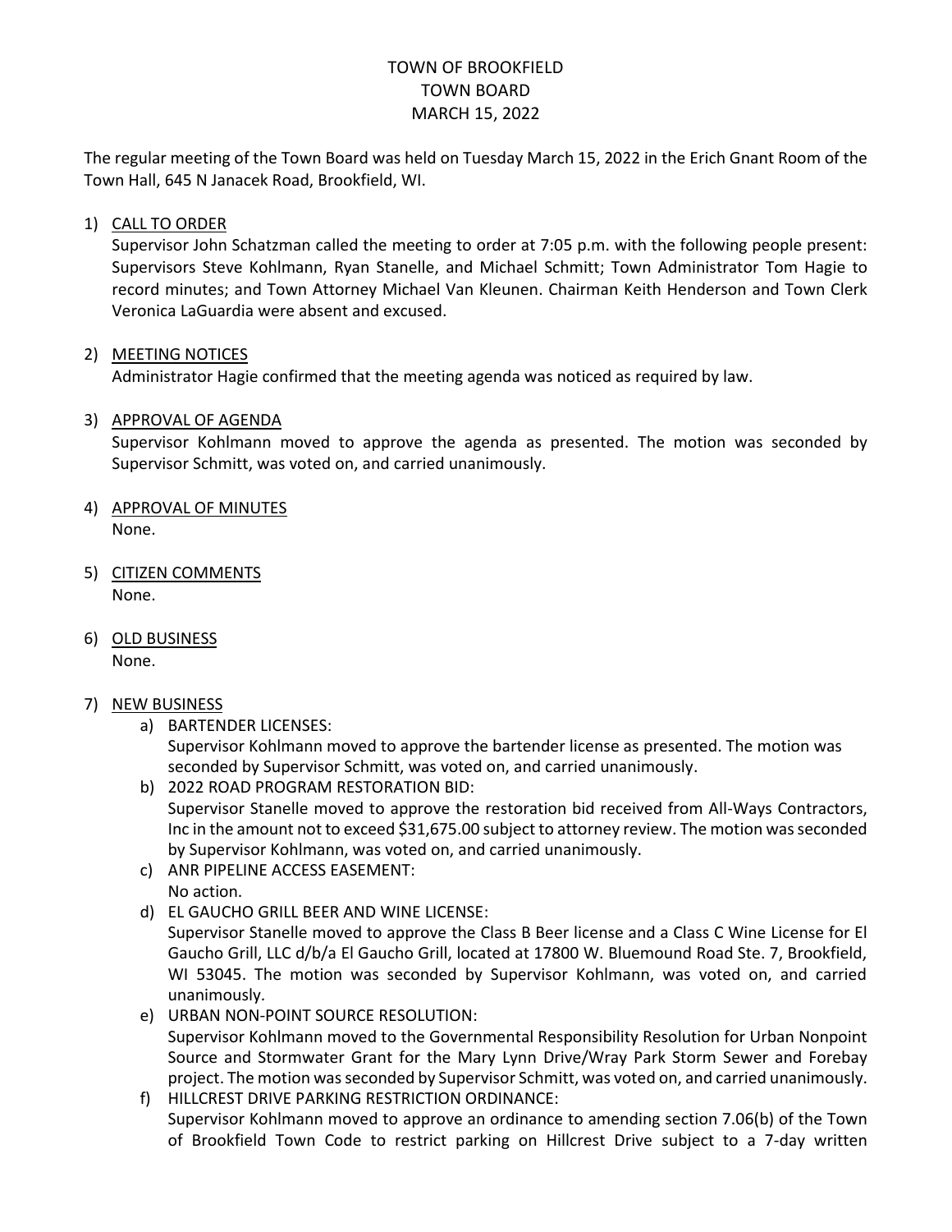# TOWN OF BROOKFIELD
# TOWN BOARD
# MARCH 15, 2022

The regular meeting of the Town Board was held on Tuesday March 15, 2022 in the Erich Gnant Room of the Town Hall, 645 N Janacek Road, Brookfield, WI.

1) CALL TO ORDER
   Supervisor John Schatzman called the meeting to order at 7:05 p.m. with the following people present: Supervisors Steve Kohlmann, Ryan Stanelle, and Michael Schmitt; Town Administrator Tom Hagie to record minutes; and Town Attorney Michael Van Kleunen. Chairman Keith Henderson and Town Clerk Veronica LaGuardia were absent and excused.

2) MEETING NOTICES
   Administrator Hagie confirmed that the meeting agenda was noticed as required by law.

3) APPROVAL OF AGENDA
   Supervisor Kohlmann moved to approve the agenda as presented. The motion was seconded by Supervisor Schmitt, was voted on, and carried unanimously.

4) APPROVAL OF MINUTES
   None.

5) CITIZEN COMMENTS
   None.

6) OLD BUSINESS
   None.

7) NEW BUSINESS
   a) BARTENDER LICENSES:
      Supervisor Kohlmann moved to approve the bartender license as presented. The motion was seconded by Supervisor Schmitt, was voted on, and carried unanimously.
   b) 2022 ROAD PROGRAM RESTORATION BID:
      Supervisor Stanelle moved to approve the restoration bid received from All-Ways Contractors, Inc in the amount not to exceed $31,675.00 subject to attorney review. The motion was seconded by Supervisor Kohlmann, was voted on, and carried unanimously.
   c) ANR PIPELINE ACCESS EASEMENT:
      No action.
   d) EL GAUCHO GRILL BEER AND WINE LICENSE:
      Supervisor Stanelle moved to approve the Class B Beer license and a Class C Wine License for El Gaucho Grill, LLC d/b/a El Gaucho Grill, located at 17800 W. Bluemound Road Ste. 7, Brookfield, WI 53045. The motion was seconded by Supervisor Kohlmann, was voted on, and carried unanimously.
   e) URBAN NON-POINT SOURCE RESOLUTION:
      Supervisor Kohlmann moved to the Governmental Responsibility Resolution for Urban Nonpoint Source and Stormwater Grant for the Mary Lynn Drive/Wray Park Storm Sewer and Forebay project. The motion was seconded by Supervisor Schmitt, was voted on, and carried unanimously.
   f) HILLCREST DRIVE PARKING RESTRICTION ORDINANCE:
      Supervisor Kohlmann moved to approve an ordinance to amending section 7.06(b) of the Town of Brookfield Town Code to restrict parking on Hillcrest Drive subject to a 7-day written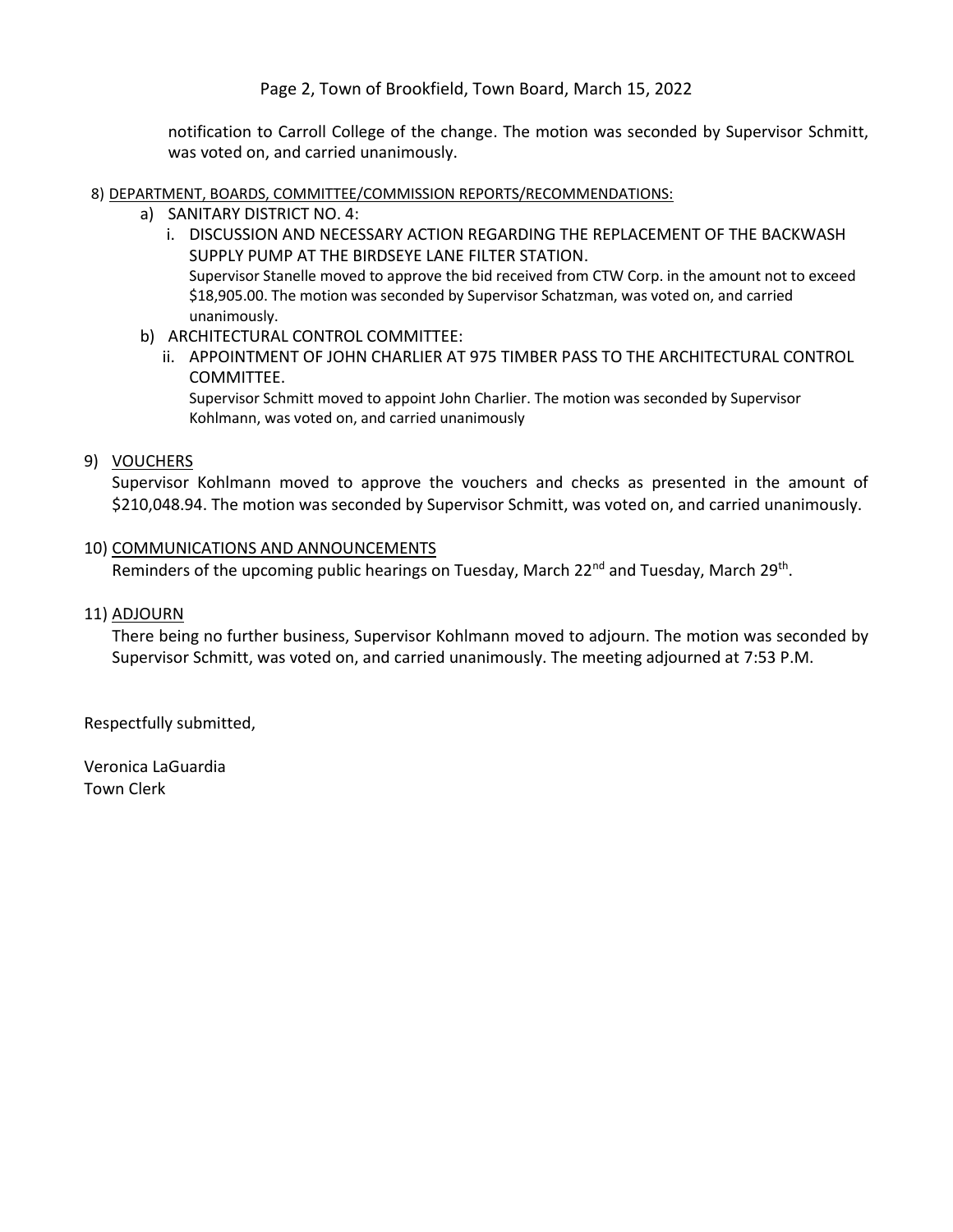notification to Carroll College of the change. The motion was seconded by Supervisor Schmitt, was voted on, and carried unanimously.

8) DEPARTMENT, BOARDS, COMMITTEE/COMMISSION REPORTS/RECOMMENDATIONS:

a) SANITARY DISTRICT NO. 4:

i. DISCUSSION AND NECESSARY ACTION REGARDING THE REPLACEMENT OF THE BACKWASH SUPPLY PUMP AT THE BIRDSEYE LANE FILTER STATION.
Supervisor Stanelle moved to approve the bid received from CTW Corp. in the amount not to exceed \$18,905.00. The motion was seconded by Supervisor Schatzman, was voted on, and carried unanimously.

b) ARCHITECTURAL CONTROL COMMITTEE:

ii. APPOINTMENT OF JOHN CHARLIER AT 975 TIMBER PASS TO THE ARCHITECTURAL CONTROL COMMITTEE.
Supervisor Schmitt moved to appoint John Charlier. The motion was seconded by Supervisor Kohlmann, was voted on, and carried unanimously

9) VOUCHERS

Supervisor Kohlmann moved to approve the vouchers and checks as presented in the amount of \$210,048.94. The motion was seconded by Supervisor Schmitt, was voted on, and carried unanimously.

10) COMMUNICATIONS AND ANNOUNCEMENTS

Reminders of the upcoming public hearings on Tuesday, March 22nd and Tuesday, March 29th.

11) ADJOURN

There being no further business, Supervisor Kohlmann moved to adjourn. The motion was seconded by Supervisor Schmitt, was voted on, and carried unanimously. The meeting adjourned at 7:53 P.M.

Respectfully submitted,

Veronica LaGuardia
Town Clerk